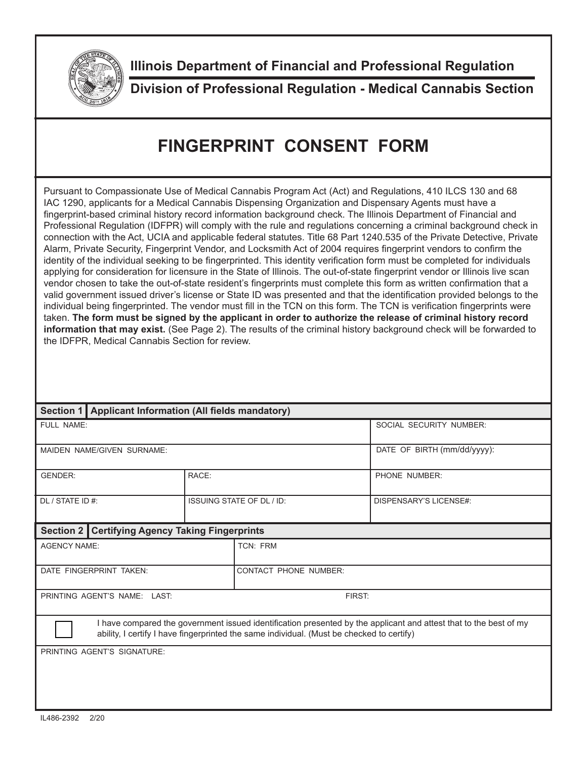**Illinois Department of Financial and Professional Regulation**

**Division of Professional Regulation - Medical Cannabis Section**

# FINGERPRINT CONSENT FORM

Pursuant to Compassionate Use of Medical Cannabis Program Act (Act) and Regulations, 410 ILCS 130 and 68 IAC 1290, applicants for a Medical Cannabis Dispensing Organization and Dispensary Agents must have a fingerprint-based criminal history record information background check. The Illinois Department of Financial and Professional Regulation (IDFPR) will comply with the rule and regulations concerning a criminal background check in connection with the Act, UCIA and applicable federal statutes. Title 68 Part 1240.535 of the Private Detective, Private Alarm, Private Security, Fingerprint Vendor, and Locksmith Act of 2004 requires fingerprint vendors to confirm the identity of the individual seeking to be fingerprinted. This identity verification form must be completed for individuals applying for consideration for licensure in the State of Illinois. The out-of-state fingerprint vendor or Illinois live scan vendor chosen to take the out-of-state resident's fingerprints must complete this form as written confirmation that a valid government issued driver's license or State ID was presented and that the identification provided belongs to the individual being fingerprinted. The vendor must fill in the TCN on this form. The TCN is verification fingerprints were taken. **The form must be signed by the applicant in order to authorize the release of criminal history record information that may exist.** (See Page 2). The results of the criminal history background check will be forwarded to the IDFPR, Medical Cannabis Section for review.

| **Section 1** | **Applicant Information (All fields mandatory)** | |
|---|---|---|
| FULL NAME: | | SOCIAL SECURITY NUMBER: |
| MAIDEN NAME/GIVEN SURNAME: | | DATE OF BIRTH (mm/dd/yyyy): |
| GENDER: | RACE: | PHONE NUMBER: |
| DL / STATE ID #: | ISSUING STATE OF DL / ID: | DISPENSARY'S LICENSE#: |

| **Section 2** | **Certifying Agency Taking Fingerprints** |
|---|---|
| AGENCY NAME: | TCN: FRM |
| DATE FINGERPRINT TAKEN: | CONTACT PHONE NUMBER: |
| PRINTING AGENT'S NAME: LAST: | FIRST: |

☐ I have compared the government issued identification presented by the applicant and attest that to the best of my ability, I certify I have fingerprinted the same individual. (Must be checked to certify)

PRINTING AGENT'S SIGNATURE:

IL486-2392 2/20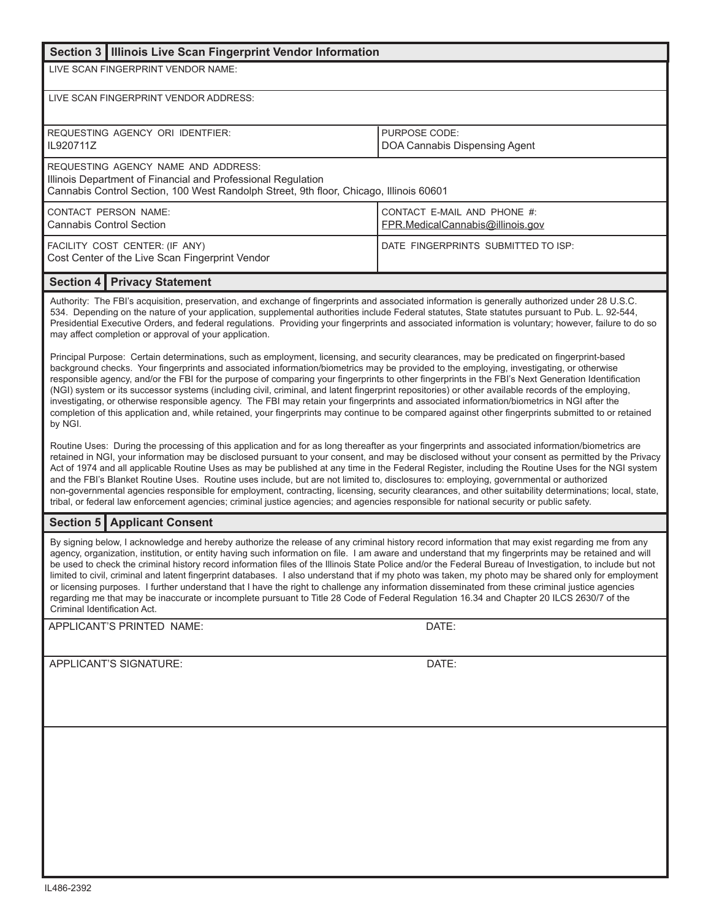## Section 3 Illinois Live Scan Fingerprint Vendor Information

| | |
|---|---|
| LIVE SCAN FINGERPRINT VENDOR NAME: | |
| LIVE SCAN FINGERPRINT VENDOR ADDRESS: | |
| REQUESTING AGENCY ORI IDENTFIER:<br>IL920711Z | PURPOSE CODE:<br>DOA Cannabis Dispensing Agent |
| REQUESTING AGENCY NAME AND ADDRESS:<br>Illinois Department of Financial and Professional Regulation<br>Cannabis Control Section, 100 West Randolph Street, 9th floor, Chicago, Illinois 60601 | |
| CONTACT PERSON NAME:<br>Cannabis Control Section | CONTACT E-MAIL AND PHONE #:<br>FPR.MedicalCannabis@illinois.gov |
| FACILITY COST CENTER: (IF ANY)<br>Cost Center of the Live Scan Fingerprint Vendor | DATE FINGERPRINTS SUBMITTED TO ISP: |

## Section 4 Privacy Statement

Authority: The FBI's acquisition, preservation, and exchange of fingerprints and associated information is generally authorized under 28 U.S.C. 534. Depending on the nature of your application, supplemental authorities include Federal statutes, State statutes pursuant to Pub. L. 92-544, Presidential Executive Orders, and federal regulations. Providing your fingerprints and associated information is voluntary; however, failure to do so may affect completion or approval of your application.

Principal Purpose: Certain determinations, such as employment, licensing, and security clearances, may be predicated on fingerprint-based background checks. Your fingerprints and associated information/biometrics may be provided to the employing, investigating, or otherwise responsible agency, and/or the FBI for the purpose of comparing your fingerprints to other fingerprints in the FBI's Next Generation Identification (NGI) system or its successor systems (including civil, criminal, and latent fingerprint repositories) or other available records of the employing, investigating, or otherwise responsible agency. The FBI may retain your fingerprints and associated information/biometrics in NGI after the completion of this application and, while retained, your fingerprints may continue to be compared against other fingerprints submitted to or retained by NGI.

Routine Uses: During the processing of this application and for as long thereafter as your fingerprints and associated information/biometrics are retained in NGI, your information may be disclosed pursuant to your consent, and may be disclosed without your consent as permitted by the Privacy Act of 1974 and all applicable Routine Uses as may be published at any time in the Federal Register, including the Routine Uses for the NGI system and the FBI's Blanket Routine Uses. Routine uses include, but are not limited to, disclosures to: employing, governmental or authorized non-governmental agencies responsible for employment, contracting, licensing, security clearances, and other suitability determinations; local, state, tribal, or federal law enforcement agencies; criminal justice agencies; and agencies responsible for national security or public safety.

## Section 5 Applicant Consent

By signing below, I acknowledge and hereby authorize the release of any criminal history record information that may exist regarding me from any agency, organization, institution, or entity having such information on file. I am aware and understand that my fingerprints may be retained and will be used to check the criminal history record information files of the Illinois State Police and/or the Federal Bureau of Investigation, to include but not limited to civil, criminal and latent fingerprint databases. I also understand that if my photo was taken, my photo may be shared only for employment or licensing purposes. I further understand that I have the right to challenge any information disseminated from these criminal justice agencies regarding me that may be inaccurate or incomplete pursuant to Title 28 Code of Federal Regulation 16.34 and Chapter 20 ILCS 2630/7 of the Criminal Identification Act.

| | |
|---|---|
| APPLICANT'S PRINTED NAME: | DATE: |
| APPLICANT'S SIGNATURE: | DATE: |

IL486-2392